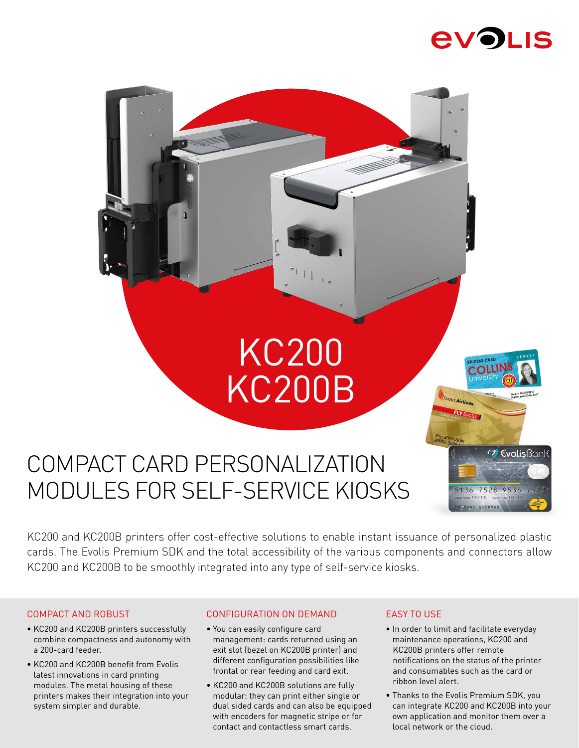# KC200
# KC200B

## COMPACT CARD PERSONALIZATION MODULES FOR SELF-SERVICE KIOSKS

KC200 and KC200B printers offer cost-effective solutions to enable instant issuance of personalized plastic cards. The Evolis Premium SDK and the total accessibility of the various components and connectors allow KC200 and KC200B to be smoothly integrated into any type of self-service kiosks.

### COMPACT AND ROBUST

- KC200 and KC200B printers successfully combine compactness and autonomy with a 200-card feeder.
- KC200 and KC200B benefit from Evolis latest innovations in card printing modules. The metal housing of these printers makes their integration into your system simpler and durable.

### CONFIGURATION ON DEMAND

- You can easily configure card management: cards returned using an exit slot (bezel on KC200B printer) and different configuration possibilities like frontal or rear feeding and card exit.
- KC200 and KC200B solutions are fully modular: they can print either single or dual sided cards and can also be equipped with encoders for magnetic stripe or for contact and contactless smart cards.

### EASY TO USE

- In order to limit and facilitate everyday maintenance operations, KC200 and KC200B printers offer remote notifications on the status of the printer and consumables such as the card or ribbon level alert.
- Thanks to the Evolis Premium SDK, you can integrate KC200 and KC200B into your own application and monitor them over a local network or the cloud.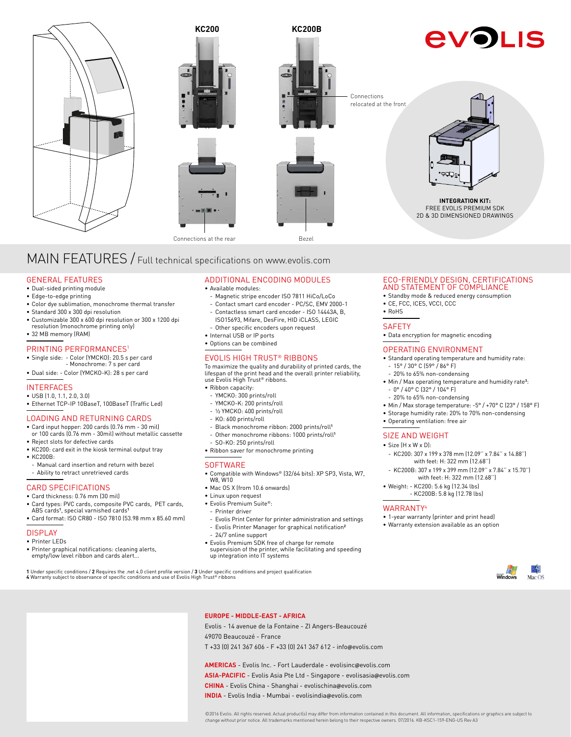KC200

KC200B

Connections relocated at the front

Connections at the rear

Bezel

**INTEGRATION KIT:**
FREE EVOLIS PREMIUM SDK
2D & 3D DIMENSIONED DRAWINGS

# MAIN FEATURES / Full technical specifications on www.evolis.com

## GENERAL FEATURES

- Dual-sided printing module
- Edge-to-edge printing
- Color dye sublimation, monochrome thermal transfer
- Standard 300 x 300 dpi resolution
- Customizable 300 x 600 dpi resolution or 300 x 1200 dpi resolution (monochrome printing only)
- 32 MB memory (RAM)

## PRINTING PERFORMANCES[1]

- Single side: - Color (YMCKO): 20.5 s per card
  - Monochrome: 7 s per card
- Dual side: - Color (YMCKO-K): 28 s per card

## INTERFACES

- USB (1.0, 1.1, 2.0, 3.0)
- Ethernet TCP-IP 10BaseT, 100BaseT (Traffic Led)

## LOADING AND RETURNING CARDS

- Card input hopper: 200 cards (0.76 mm - 30 mil) or 100 cards (0.76 mm - 30mil) without metallic cassette
- Reject slots for defective cards
- KC200: card exit in the kiosk terminal output tray
- KC200B:
  - Manual card insertion and return with bezel
  - Ability to retract unretrieved cards

## CARD SPECIFICATIONS

- Card thickness: 0.76 mm (30 mil)
- Card types: PVC cards, composite PVC cards, PET cards, ABS cards[1], special varnished cards[1]
- Card format: ISO CR80 - ISO 7810 (53.98 mm x 85.60 mm)

## DISPLAY

- Printer LEDs
- Printer graphical notifications: cleaning alerts, empty/low level ribbon and cards alert...

## ADDITIONAL ENCODING MODULES

- Available modules:
  - Magnetic stripe encoder ISO 7811 HiCo/LoCo
  - Contact smart card encoder - PC/SC, EMV 2000-1
  - Contactless smart card encoder - ISO 14443A, B, ISO15693, Mifare, DesFire, HID iCLASS, LEGIC
  - Other specific encoders upon request
- Internal USB or IP ports
- Options can be combined

## EVOLIS HIGH TRUST® RIBBONS

To maximize the quality and durability of printed cards, the lifespan of the print head and the overall printer reliability, use Evolis High Trust® ribbons.

- Ribbon capacity:
  - YMCKO: 300 prints/roll
  - YMCKO-K: 200 prints/roll
  - ½ YMCKO: 400 prints/roll
  - KO: 600 prints/roll
  - Black monochrome ribbon: 2000 prints/roll[1]
  - Other monochrome ribbons: 1000 prints/roll[1]
  - SO-KO: 250 prints/roll
- Ribbon saver for monochrome printing

## SOFTWARE

- Compatible with Windows® (32/64 bits): XP SP3, Vista, W7, W8, W10
- Mac OS X (from 10.6 onwards)
- Linux upon request
- Evolis Premium Suite®:
  - Printer driver
  - Evolis Print Center for printer administration and settings
  - Evolis Printer Manager for graphical notification[2]
  - 24/7 online support
- Evolis Premium SDK free of charge for remote supervision of the printer, while facilitating and speeding up integration into IT systems

## ECO-FRIENDLY DESIGN, CERTIFICATIONS AND STATEMENT OF COMPLIANCE

- Standby mode & reduced energy consumption
- CE, FCC, ICES, VCCI, CCC
- RoHS

## SAFETY

- Data encryption for magnetic encoding

## OPERATING ENVIRONMENT

- Standard operating temperature and humidity rate:
  - 15° / 30° C (59° / 86° F)
  - 20% to 65% non-condensing
- Min / Max operating temperature and humidity rate[3]:
  - 0° / 40° C (32° / 104° F)
  - 20% to 65% non-condensing
- Min / Max storage temperature: -5° / +70° C (23° / 158° F)
- Storage humidity rate: 20% to 70% non-condensing
- Operating ventilation: free air

## SIZE AND WEIGHT

- Size (H x W x D):
  - KC200: 307 x 199 x 378 mm (12.09'' x 7.84'' x 14.88'') with feet: H: 322 mm (12.68'')
  - KC200B: 307 x 199 x 399 mm (12.09'' x 7.84'' x 15.70'') with feet: H: 322 mm (12.68'')
- Weight: - KC200: 5.6 kg (12.34 lbs)
  - KC200B: 5.8 kg (12.78 lbs)

## WARRANTY[4]

- 1-year warranty (printer and print head)
- Warranty extension available as an option

**1** Under specific conditions / **2** Requires the .net 4.0 client profile version / **3** Under specific conditions and project qualification
**4** Warranty subject to observance of specific conditions and use of Evolis High Trust® ribbons

Windows Mac OS

**EUROPE - MIDDLE-EAST - AFRICA**
Evolis - 14 avenue de la Fontaine - ZI Angers-Beaucouzé
49070 Beaucouzé - France
T +33 (0) 241 367 606 - F +33 (0) 241 367 612 - info@evolis.com

**AMERICAS** - Evolis Inc. - Fort Lauderdale - evolisinc@evolis.com
**ASIA-PACIFIC** - Evolis Asia Pte Ltd - Singapore - evolisasia@evolis.com
**CHINA** - Evolis China - Shanghai - evolischina@evolis.com
**INDIA** - Evolis India - Mumbai - evolisindia@evolis.com

©2016 Evolis. All rights reserved. Actual product(s) may differ from information contained in this document. All information, specifications or graphics are subject to change without prior notice. All trademarks mentioned herein belong to their respective owners. 07/2016. KB-KSC1-159-ENG-US Rev A3